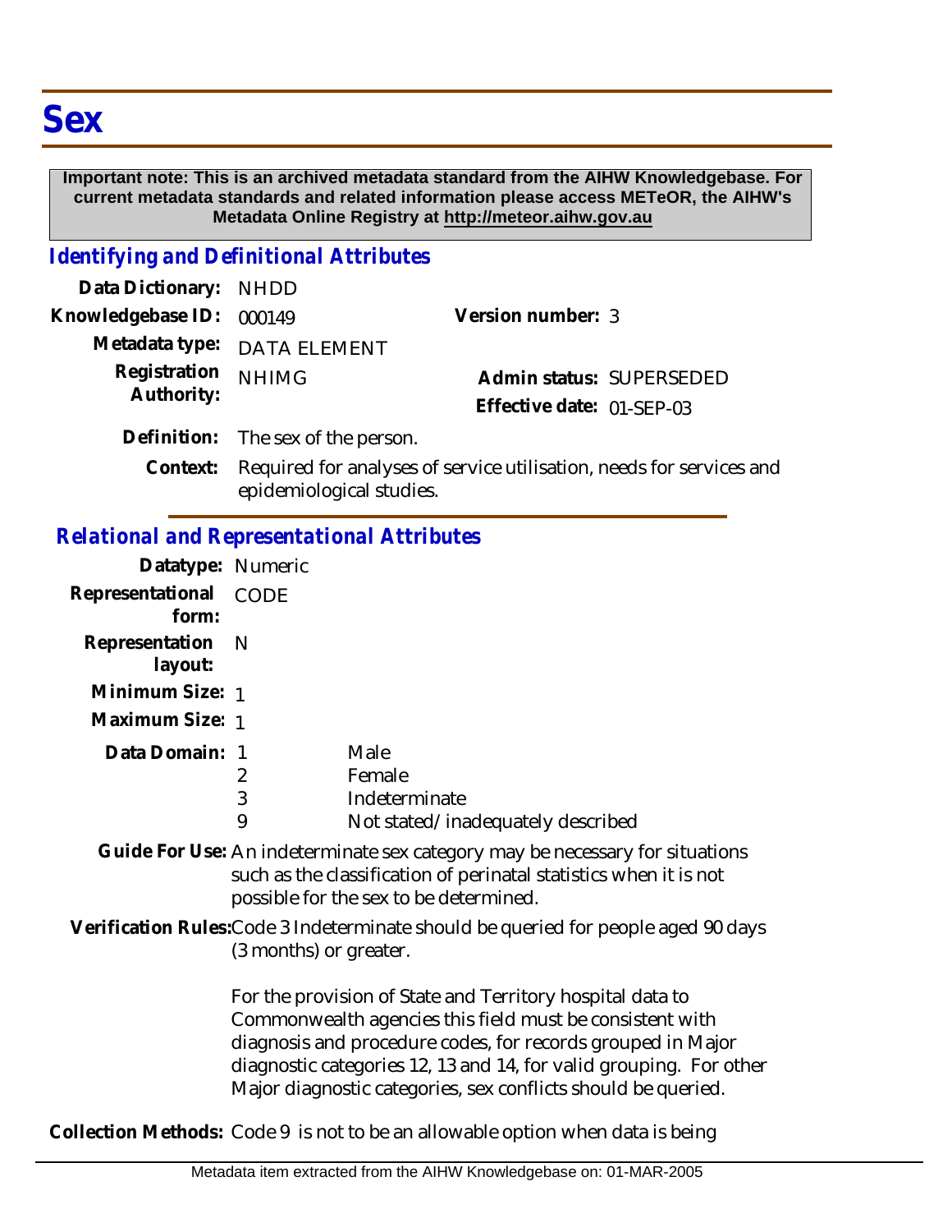# Sex

**Important note: This is an archived metadata standard from the AIHW Knowledgebase. For current metadata standards and related information please access METeOR, the AIHW's Metadata Online Registry at http://meteor.aihw.gov.au**

## *Identifying and Definitional Attributes*

**Data Dictionary:** NHDD

**Knowledgebase ID:** 000149

**Version number:** 3

**Metadata type:** DATA ELEMENT

**Registration Authority:** NHIMG

**Admin status:** SUPERSEDED

**Effective date:** 01-SEP-03

**Definition:** The sex of the person.

**Context:** Required for analyses of service utilisation, needs for services and epidemiological studies.

## *Relational and Representational Attributes*

**Datatype:** Numeric

**Representational form:** CODE

**Representation layout:** N

**Minimum Size:** 1

**Maximum Size:** 1

**Data Domain:**

| Code | Description |
|---|---|
| 1 | Male |
| 2 | Female |
| 3 | Indeterminate |
| 9 | Not stated/inadequately described |

**Guide For Use:** An indeterminate sex category may be necessary for situations such as the classification of perinatal statistics when it is not possible for the sex to be determined.

**Verification Rules:** Code 3 Indeterminate should be queried for people aged 90 days (3 months) or greater.

For the provision of State and Territory hospital data to Commonwealth agencies this field must be consistent with diagnosis and procedure codes, for records grouped in Major diagnostic categories 12, 13 and 14, for valid grouping. For other Major diagnostic categories, sex conflicts should be queried.

**Collection Methods:** Code 9 is not to be an allowable option when data is being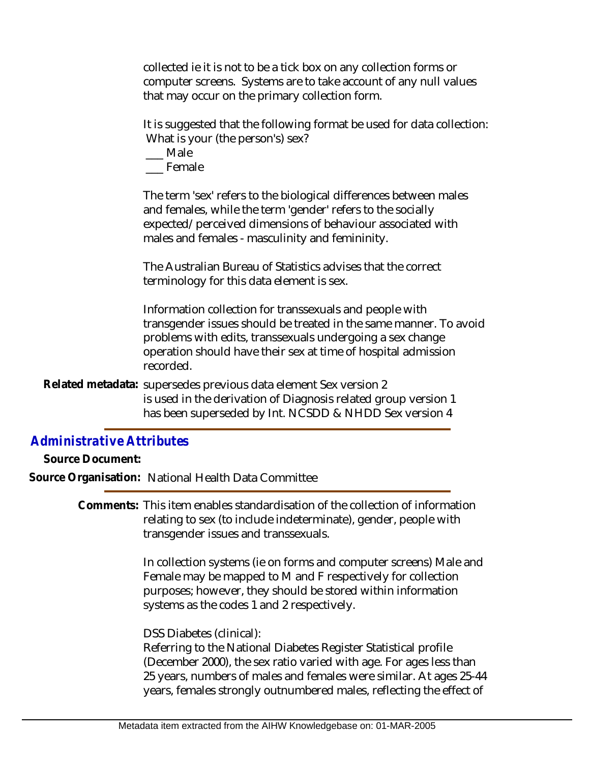collected ie it is not to be a tick box on any collection forms or computer screens. Systems are to take account of any null values that may occur on the primary collection form.

It is suggested that the following format be used for data collection:
What is your (the person's) sex?
___ Male
___ Female

The term 'sex' refers to the biological differences between males and females, while the term 'gender' refers to the socially expected/perceived dimensions of behaviour associated with males and females - masculinity and femininity.

The Australian Bureau of Statistics advises that the correct terminology for this data element is sex.

Information collection for transsexuals and people with transgender issues should be treated in the same manner. To avoid problems with edits, transsexuals undergoing a sex change operation should have their sex at time of hospital admission recorded.

**Related metadata:** supersedes previous data element Sex version 2
is used in the derivation of Diagnosis related group version 1
has been superseded by Int. NCSDD & NHDD Sex version 4

## *Administrative Attributes*

**Source Document:**

**Source Organisation:** National Health Data Committee

**Comments:** This item enables standardisation of the collection of information relating to sex (to include indeterminate), gender, people with transgender issues and transsexuals.

In collection systems (ie on forms and computer screens) Male and Female may be mapped to M and F respectively for collection purposes; however, they should be stored within information systems as the codes 1 and 2 respectively.

DSS Diabetes (clinical):
Referring to the National Diabetes Register Statistical profile (December 2000), the sex ratio varied with age. For ages less than 25 years, numbers of males and females were similar. At ages 25-44 years, females strongly outnumbered males, reflecting the effect of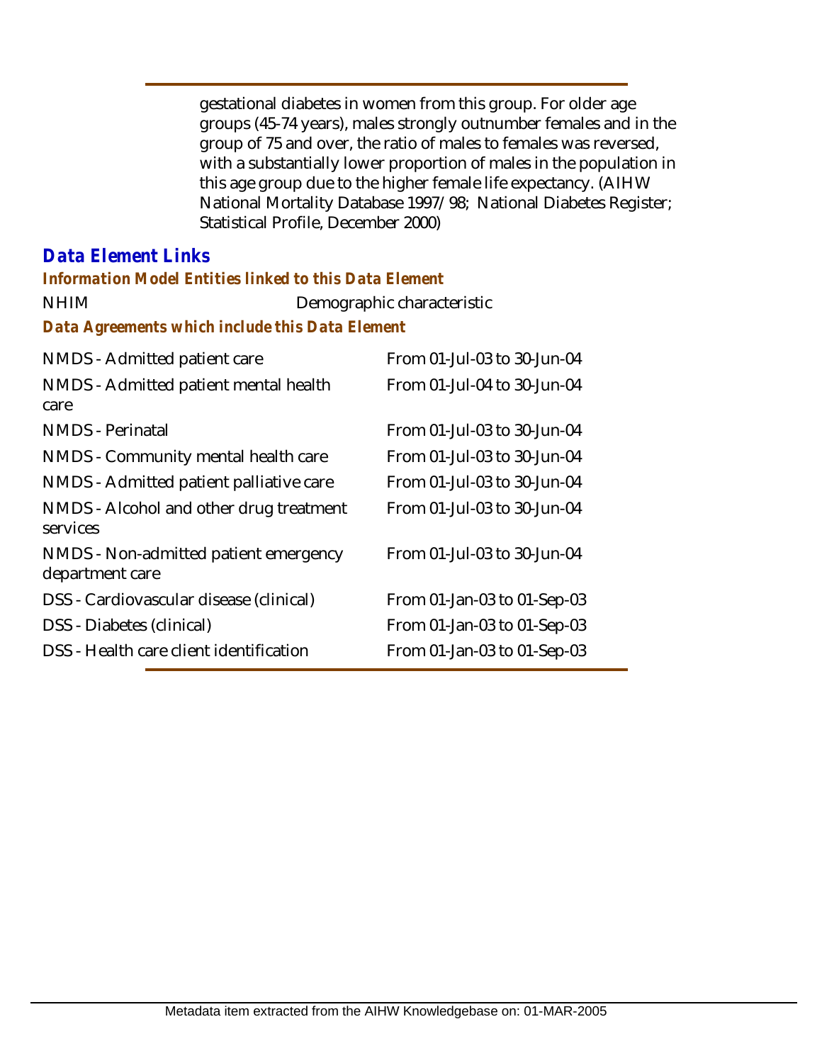gestational diabetes in women from this group. For older age groups (45-74 years), males strongly outnumber females and in the group of 75 and over, the ratio of males to females was reversed, with a substantially lower proportion of males in the population in this age group due to the higher female life expectancy. (AIHW National Mortality Database 1997/98; National Diabetes Register; Statistical Profile, December 2000)

## Data Element Links

### Information Model Entities linked to this Data Element

| | |
|---|---|
| NHIM | Demographic characteristic |

### Data Agreements which include this Data Element

| | |
|---|---|
| NMDS - Admitted patient care | From 01-Jul-03 to 30-Jun-04 |
| NMDS - Admitted patient mental health care | From 01-Jul-04 to 30-Jun-04 |
| NMDS - Perinatal | From 01-Jul-03 to 30-Jun-04 |
| NMDS - Community mental health care | From 01-Jul-03 to 30-Jun-04 |
| NMDS - Admitted patient palliative care | From 01-Jul-03 to 30-Jun-04 |
| NMDS - Alcohol and other drug treatment services | From 01-Jul-03 to 30-Jun-04 |
| NMDS - Non-admitted patient emergency department care | From 01-Jul-03 to 30-Jun-04 |
| DSS - Cardiovascular disease (clinical) | From 01-Jan-03 to 01-Sep-03 |
| DSS - Diabetes (clinical) | From 01-Jan-03 to 01-Sep-03 |
| DSS - Health care client identification | From 01-Jan-03 to 01-Sep-03 |

Metadata item extracted from the AIHW Knowledgebase on: 01-MAR-2005